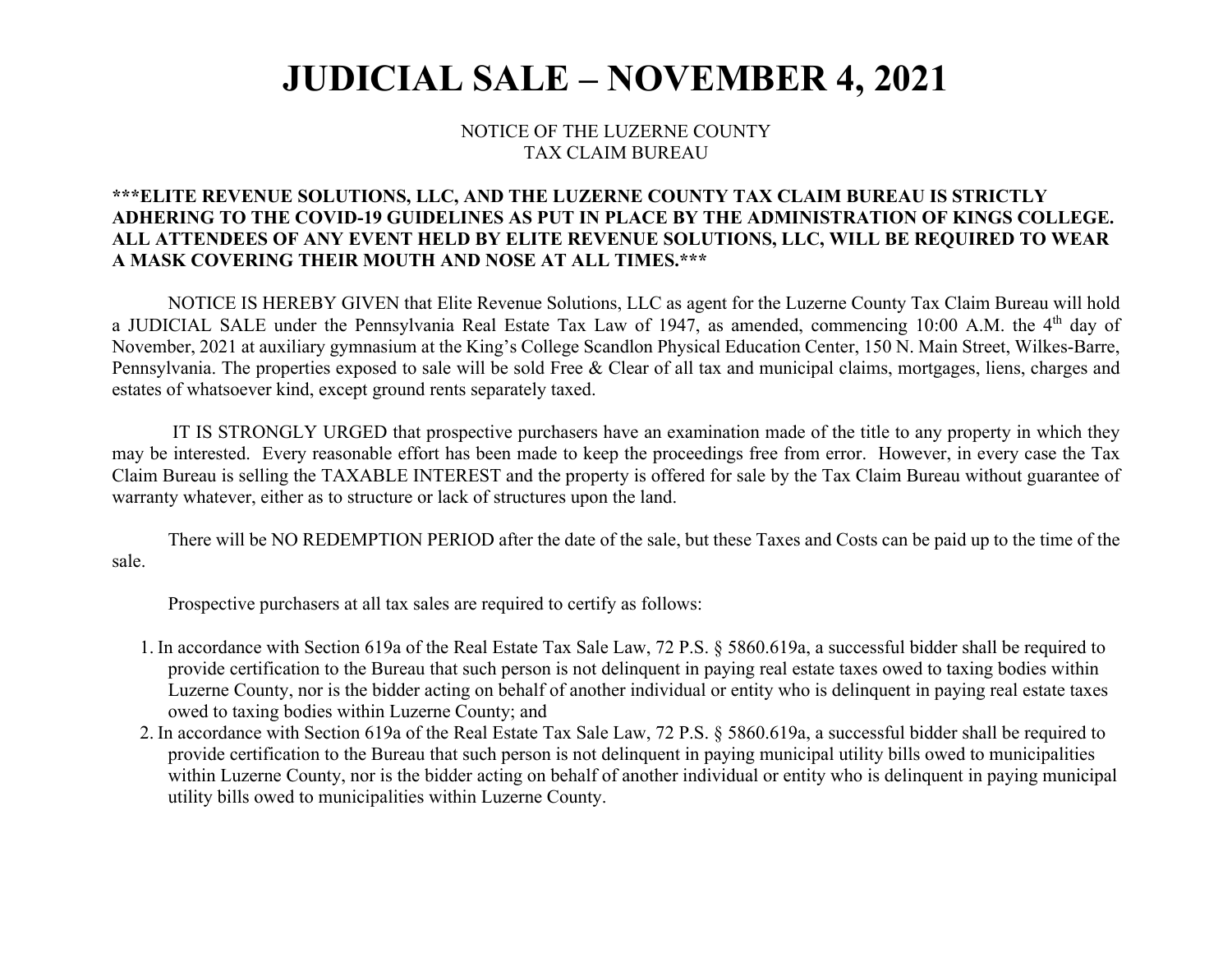# JUDICIAL SALE – NOVEMBER 4, 2021

NOTICE OF THE LUZERNE COUNTY
TAX CLAIM BUREAU

**\*\*\*ELITE REVENUE SOLUTIONS, LLC, AND THE LUZERNE COUNTY TAX CLAIM BUREAU IS STRICTLY ADHERING TO THE COVID-19 GUIDELINES AS PUT IN PLACE BY THE ADMINISTRATION OF KINGS COLLEGE. ALL ATTENDEES OF ANY EVENT HELD BY ELITE REVENUE SOLUTIONS, LLC, WILL BE REQUIRED TO WEAR A MASK COVERING THEIR MOUTH AND NOSE AT ALL TIMES.\*\*\***

NOTICE IS HEREBY GIVEN that Elite Revenue Solutions, LLC as agent for the Luzerne County Tax Claim Bureau will hold a JUDICIAL SALE under the Pennsylvania Real Estate Tax Law of 1947, as amended, commencing 10:00 A.M. the 4th day of November, 2021 at auxiliary gymnasium at the King's College Scandlon Physical Education Center, 150 N. Main Street, Wilkes-Barre, Pennsylvania. The properties exposed to sale will be sold Free & Clear of all tax and municipal claims, mortgages, liens, charges and estates of whatsoever kind, except ground rents separately taxed.

IT IS STRONGLY URGED that prospective purchasers have an examination made of the title to any property in which they may be interested. Every reasonable effort has been made to keep the proceedings free from error. However, in every case the Tax Claim Bureau is selling the TAXABLE INTEREST and the property is offered for sale by the Tax Claim Bureau without guarantee of warranty whatever, either as to structure or lack of structures upon the land.

There will be NO REDEMPTION PERIOD after the date of the sale, but these Taxes and Costs can be paid up to the time of the sale.

Prospective purchasers at all tax sales are required to certify as follows:

1. In accordance with Section 619a of the Real Estate Tax Sale Law, 72 P.S. § 5860.619a, a successful bidder shall be required to provide certification to the Bureau that such person is not delinquent in paying real estate taxes owed to taxing bodies within Luzerne County, nor is the bidder acting on behalf of another individual or entity who is delinquent in paying real estate taxes owed to taxing bodies within Luzerne County; and
2. In accordance with Section 619a of the Real Estate Tax Sale Law, 72 P.S. § 5860.619a, a successful bidder shall be required to provide certification to the Bureau that such person is not delinquent in paying municipal utility bills owed to municipalities within Luzerne County, nor is the bidder acting on behalf of another individual or entity who is delinquent in paying municipal utility bills owed to municipalities within Luzerne County.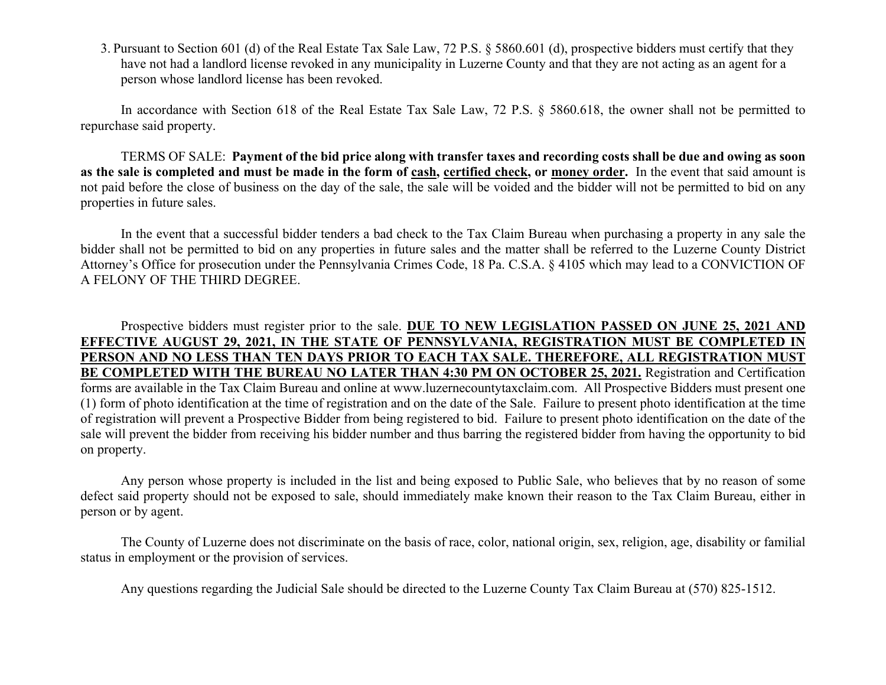3. Pursuant to Section 601 (d) of the Real Estate Tax Sale Law, 72 P.S. § 5860.601 (d), prospective bidders must certify that they have not had a landlord license revoked in any municipality in Luzerne County and that they are not acting as an agent for a person whose landlord license has been revoked.

In accordance with Section 618 of the Real Estate Tax Sale Law, 72 P.S. § 5860.618, the owner shall not be permitted to repurchase said property.

TERMS OF SALE: **Payment of the bid price along with transfer taxes and recording costs shall be due and owing as soon as the sale is completed and must be made in the form of <u>cash</u>, <u>certified check</u>, or <u>money order</u>.** In the event that said amount is not paid before the close of business on the day of the sale, the sale will be voided and the bidder will not be permitted to bid on any properties in future sales.

In the event that a successful bidder tenders a bad check to the Tax Claim Bureau when purchasing a property in any sale the bidder shall not be permitted to bid on any properties in future sales and the matter shall be referred to the Luzerne County District Attorney's Office for prosecution under the Pennsylvania Crimes Code, 18 Pa. C.S.A. § 4105 which may lead to a CONVICTION OF A FELONY OF THE THIRD DEGREE.

Prospective bidders must register prior to the sale. **<u>DUE TO NEW LEGISLATION PASSED ON JUNE 25, 2021 AND EFFECTIVE AUGUST 29, 2021, IN THE STATE OF PENNSYLVANIA, REGISTRATION MUST BE COMPLETED IN PERSON AND NO LESS THAN TEN DAYS PRIOR TO EACH TAX SALE. THEREFORE, ALL REGISTRATION MUST BE COMPLETED WITH THE BUREAU NO LATER THAN 4:30 PM ON OCTOBER 25, 2021.</u>** Registration and Certification forms are available in the Tax Claim Bureau and online at www.luzernecountytaxclaim.com. All Prospective Bidders must present one (1) form of photo identification at the time of registration and on the date of the Sale. Failure to present photo identification at the time of registration will prevent a Prospective Bidder from being registered to bid. Failure to present photo identification on the date of the sale will prevent the bidder from receiving his bidder number and thus barring the registered bidder from having the opportunity to bid on property.

Any person whose property is included in the list and being exposed to Public Sale, who believes that by no reason of some defect said property should not be exposed to sale, should immediately make known their reason to the Tax Claim Bureau, either in person or by agent.

The County of Luzerne does not discriminate on the basis of race, color, national origin, sex, religion, age, disability or familial status in employment or the provision of services.

Any questions regarding the Judicial Sale should be directed to the Luzerne County Tax Claim Bureau at (570) 825-1512.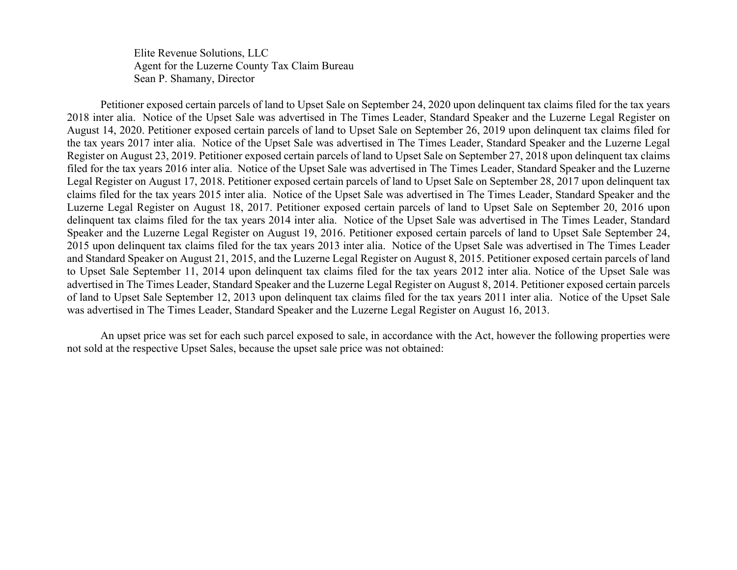Elite Revenue Solutions, LLC
Agent for the Luzerne County Tax Claim Bureau
Sean P. Shamany, Director

Petitioner exposed certain parcels of land to Upset Sale on September 24, 2020 upon delinquent tax claims filed for the tax years 2018 inter alia. Notice of the Upset Sale was advertised in The Times Leader, Standard Speaker and the Luzerne Legal Register on August 14, 2020. Petitioner exposed certain parcels of land to Upset Sale on September 26, 2019 upon delinquent tax claims filed for the tax years 2017 inter alia. Notice of the Upset Sale was advertised in The Times Leader, Standard Speaker and the Luzerne Legal Register on August 23, 2019. Petitioner exposed certain parcels of land to Upset Sale on September 27, 2018 upon delinquent tax claims filed for the tax years 2016 inter alia. Notice of the Upset Sale was advertised in The Times Leader, Standard Speaker and the Luzerne Legal Register on August 17, 2018. Petitioner exposed certain parcels of land to Upset Sale on September 28, 2017 upon delinquent tax claims filed for the tax years 2015 inter alia. Notice of the Upset Sale was advertised in The Times Leader, Standard Speaker and the Luzerne Legal Register on August 18, 2017. Petitioner exposed certain parcels of land to Upset Sale on September 20, 2016 upon delinquent tax claims filed for the tax years 2014 inter alia. Notice of the Upset Sale was advertised in The Times Leader, Standard Speaker and the Luzerne Legal Register on August 19, 2016. Petitioner exposed certain parcels of land to Upset Sale September 24, 2015 upon delinquent tax claims filed for the tax years 2013 inter alia. Notice of the Upset Sale was advertised in The Times Leader and Standard Speaker on August 21, 2015, and the Luzerne Legal Register on August 8, 2015. Petitioner exposed certain parcels of land to Upset Sale September 11, 2014 upon delinquent tax claims filed for the tax years 2012 inter alia. Notice of the Upset Sale was advertised in The Times Leader, Standard Speaker and the Luzerne Legal Register on August 8, 2014. Petitioner exposed certain parcels of land to Upset Sale September 12, 2013 upon delinquent tax claims filed for the tax years 2011 inter alia. Notice of the Upset Sale was advertised in The Times Leader, Standard Speaker and the Luzerne Legal Register on August 16, 2013.

An upset price was set for each such parcel exposed to sale, in accordance with the Act, however the following properties were not sold at the respective Upset Sales, because the upset sale price was not obtained: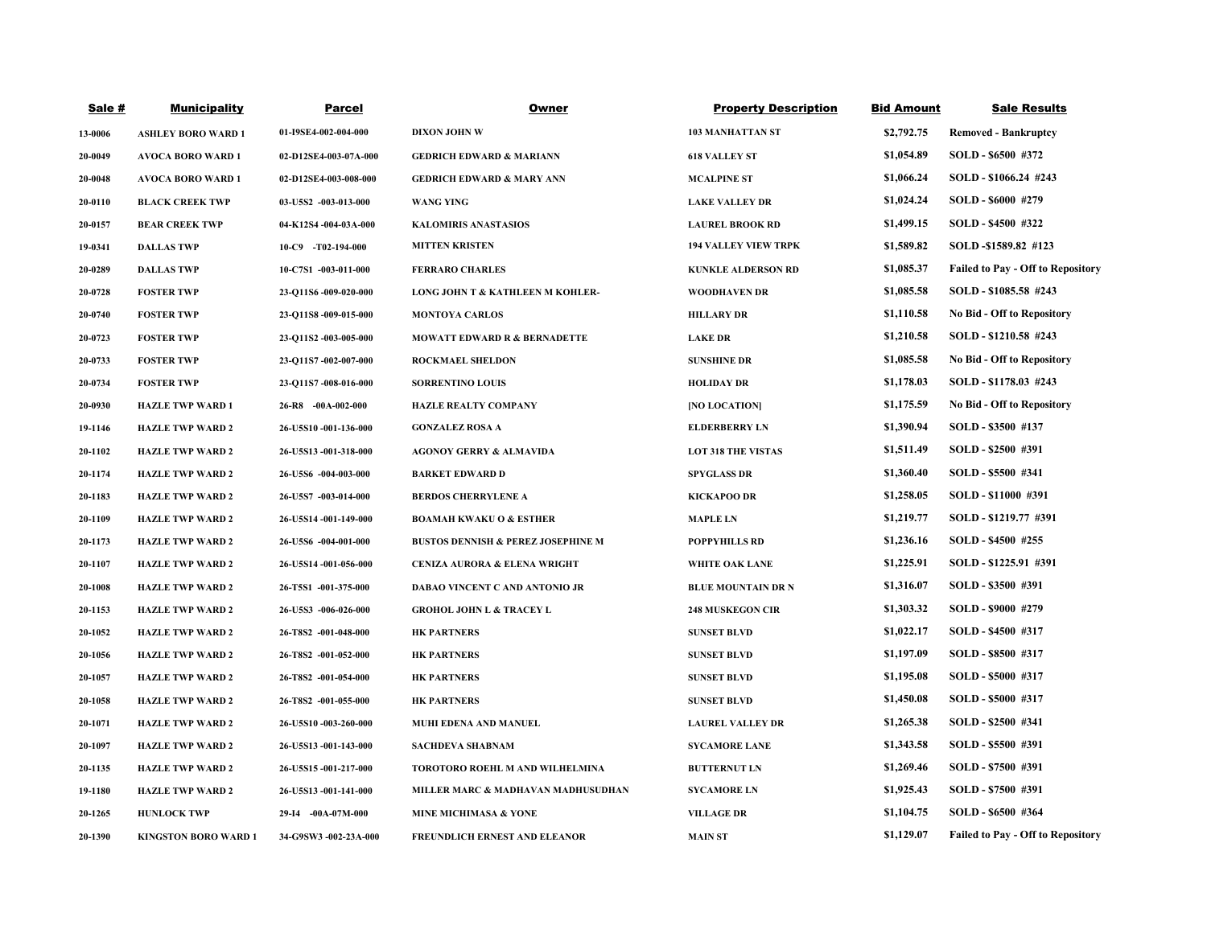| Sale # | Municipality | Parcel | Owner | Property Description | Bid Amount | Sale Results |
|---|---|---|---|---|---|---|
| 13-0006 | ASHLEY BORO WARD 1 | 01-I9SE4-002-004-000 | DIXON JOHN W | 103 MANHATTAN ST | $2,792.75 | Removed - Bankruptcy |
| 20-0049 | AVOCA BORO WARD 1 | 02-D12SE4-003-07A-000 | GEDRICH EDWARD & MARIANN | 618 VALLEY ST | $1,054.89 | SOLD - $6500 #372 |
| 20-0048 | AVOCA BORO WARD 1 | 02-D12SE4-003-008-000 | GEDRICH EDWARD & MARY ANN | MCALPINE ST | $1,066.24 | SOLD - $1066.24 #243 |
| 20-0110 | BLACK CREEK TWP | 03-U5S2 -003-013-000 | WANG YING | LAKE VALLEY DR | $1,024.24 | SOLD - $6000 #279 |
| 20-0157 | BEAR CREEK TWP | 04-K12S4 -004-03A-000 | KALOMIRIS ANASTASIOS | LAUREL BROOK RD | $1,499.15 | SOLD - $4500 #322 |
| 19-0341 | DALLAS TWP | 10-C9 -T02-194-000 | MITTEN KRISTEN | 194 VALLEY VIEW TRPK | $1,589.82 | SOLD -$1589.82 #123 |
| 20-0289 | DALLAS TWP | 10-C7S1 -003-011-000 | FERRARO CHARLES | KUNKLE ALDERSON RD | $1,085.37 | Failed to Pay - Off to Repository |
| 20-0728 | FOSTER TWP | 23-Q11S6 -009-020-000 | LONG JOHN T & KATHLEEN M KOHLER- | WOODHAVEN DR | $1,085.58 | SOLD - $1085.58 #243 |
| 20-0740 | FOSTER TWP | 23-Q11S8 -009-015-000 | MONTOYA CARLOS | HILLARY DR | $1,110.58 | No Bid - Off to Repository |
| 20-0723 | FOSTER TWP | 23-Q11S2 -003-005-000 | MOWATT EDWARD R & BERNADETTE | LAKE DR | $1,210.58 | SOLD - $1210.58 #243 |
| 20-0733 | FOSTER TWP | 23-Q11S7 -002-007-000 | ROCKMAEL SHELDON | SUNSHINE DR | $1,085.58 | No Bid - Off to Repository |
| 20-0734 | FOSTER TWP | 23-Q11S7 -008-016-000 | SORRENTINO LOUIS | HOLIDAY DR | $1,178.03 | SOLD - $1178.03 #243 |
| 20-0930 | HAZLE TWP WARD 1 | 26-R8 -00A-002-000 | HAZLE REALTY COMPANY | [NO LOCATION] | $1,175.59 | No Bid - Off to Repository |
| 19-1146 | HAZLE TWP WARD 2 | 26-U5S10 -001-136-000 | GONZALEZ ROSA A | ELDERBERRY LN | $1,390.94 | SOLD - $3500 #137 |
| 20-1102 | HAZLE TWP WARD 2 | 26-U5S13 -001-318-000 | AGONOY GERRY & ALMAVIDA | LOT 318 THE VISTAS | $1,511.49 | SOLD - $2500 #391 |
| 20-1174 | HAZLE TWP WARD 2 | 26-U5S6 -004-003-000 | BARKET EDWARD D | SPYGLASS DR | $1,360.40 | SOLD - $5500 #341 |
| 20-1183 | HAZLE TWP WARD 2 | 26-U5S7 -003-014-000 | BERDOS CHERRYLENE A | KICKAPOO DR | $1,258.05 | SOLD - $11000 #391 |
| 20-1109 | HAZLE TWP WARD 2 | 26-U5S14 -001-149-000 | BOAMAH KWAKU O & ESTHER | MAPLE LN | $1,219.77 | SOLD - $1219.77 #391 |
| 20-1173 | HAZLE TWP WARD 2 | 26-U5S6 -004-001-000 | BUSTOS DENNISH & PEREZ JOSEPHINE M | POPPYHILLS RD | $1,236.16 | SOLD - $4500 #255 |
| 20-1107 | HAZLE TWP WARD 2 | 26-U5S14 -001-056-000 | CENIZA AURORA & ELENA WRIGHT | WHITE OAK LANE | $1,225.91 | SOLD - $1225.91 #391 |
| 20-1008 | HAZLE TWP WARD 2 | 26-T5S1 -001-375-000 | DABAO VINCENT C AND ANTONIO JR | BLUE MOUNTAIN DR N | $1,316.07 | SOLD - $3500 #391 |
| 20-1153 | HAZLE TWP WARD 2 | 26-U5S3 -006-026-000 | GROHOL JOHN L & TRACEY L | 248 MUSKEGON CIR | $1,303.32 | SOLD - $9000 #279 |
| 20-1052 | HAZLE TWP WARD 2 | 26-T8S2 -001-048-000 | HK PARTNERS | SUNSET BLVD | $1,022.17 | SOLD - $4500 #317 |
| 20-1056 | HAZLE TWP WARD 2 | 26-T8S2 -001-052-000 | HK PARTNERS | SUNSET BLVD | $1,197.09 | SOLD - $8500 #317 |
| 20-1057 | HAZLE TWP WARD 2 | 26-T8S2 -001-054-000 | HK PARTNERS | SUNSET BLVD | $1,195.08 | SOLD - $5000 #317 |
| 20-1058 | HAZLE TWP WARD 2 | 26-T8S2 -001-055-000 | HK PARTNERS | SUNSET BLVD | $1,450.08 | SOLD - $5000 #317 |
| 20-1071 | HAZLE TWP WARD 2 | 26-U5S10 -003-260-000 | MUHI EDENA AND MANUEL | LAUREL VALLEY DR | $1,265.38 | SOLD - $2500 #341 |
| 20-1097 | HAZLE TWP WARD 2 | 26-U5S13 -001-143-000 | SACHDEVA SHABNAM | SYCAMORE LANE | $1,343.58 | SOLD - $5500 #391 |
| 20-1135 | HAZLE TWP WARD 2 | 26-U5S15 -001-217-000 | TOROTORO ROEHL M AND WILHELMINA | BUTTERNUT LN | $1,269.46 | SOLD - $7500 #391 |
| 19-1180 | HAZLE TWP WARD 2 | 26-U5S13 -001-141-000 | MILLER MARC & MADHAVAN MADHUSUDHAN | SYCAMORE LN | $1,925.43 | SOLD - $7500 #391 |
| 20-1265 | HUNLOCK TWP | 29-I4 -00A-07M-000 | MINE MICHIMASA & YONE | VILLAGE DR | $1,104.75 | SOLD - $6500 #364 |
| 20-1390 | KINGSTON BORO WARD 1 | 34-G9SW3 -002-23A-000 | FREUNDLICH ERNEST AND ELEANOR | MAIN ST | $1,129.07 | Failed to Pay - Off to Repository |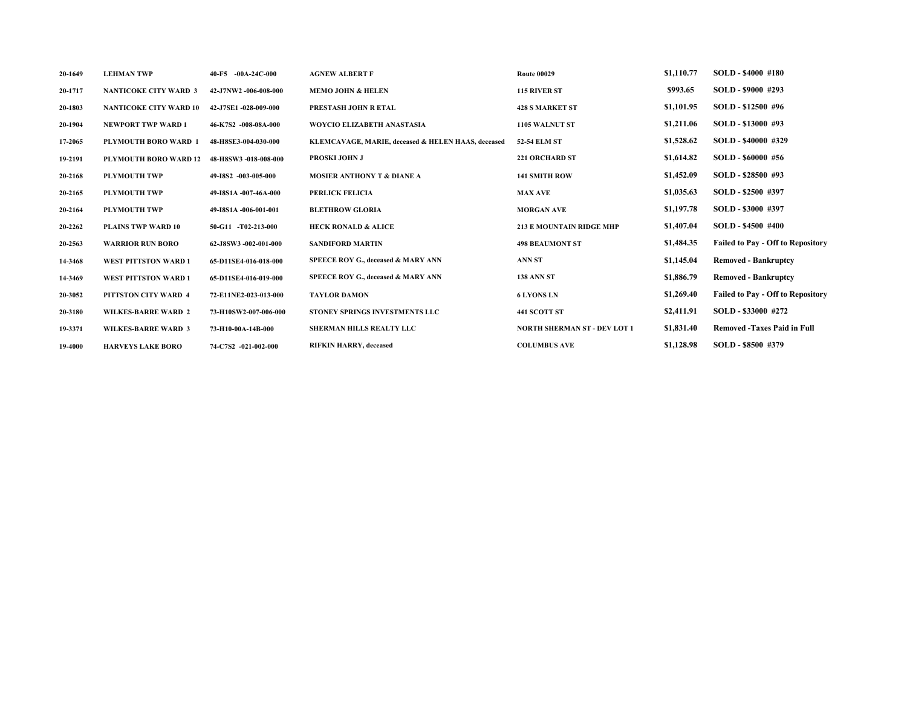| | | | | | | |
|---|---|---|---|---|---|---|
| 20-1649 | LEHMAN TWP | 40-F5 -00A-24C-000 | AGNEW ALBERT F | Route 00029 | $1,110.77 | SOLD - $4000 #180 |
| 20-1717 | NANTICOKE CITY WARD 3 | 42-J7NW2 -006-008-000 | MEMO JOHN & HELEN | 115 RIVER ST | $993.65 | SOLD - $9000 #293 |
| 20-1803 | NANTICOKE CITY WARD 10 | 42-J7SE1 -028-009-000 | PRESTASH JOHN R ETAL | 428 S MARKET ST | $1,101.95 | SOLD - $12500 #96 |
| 20-1904 | NEWPORT TWP WARD 1 | 46-K7S2 -008-08A-000 | WOYCIO ELIZABETH ANASTASIA | 1105 WALNUT ST | $1,211.06 | SOLD - $13000 #93 |
| 17-2065 | PLYMOUTH BORO WARD 1 | 48-H8SE3-004-030-000 | KLEMCAVAGE, MARIE, deceased & HELEN HAAS, deceased | 52-54 ELM ST | $1,528.62 | SOLD - $40000 #329 |
| 19-2191 | PLYMOUTH BORO WARD 12 | 48-H8SW3 -018-008-000 | PROSKI JOHN J | 221 ORCHARD ST | $1,614.82 | SOLD - $60000 #56 |
| 20-2168 | PLYMOUTH TWP | 49-I8S2 -003-005-000 | MOSIER ANTHONY T & DIANE A | 141 SMITH ROW | $1,452.09 | SOLD - $28500 #93 |
| 20-2165 | PLYMOUTH TWP | 49-I8S1A -007-46A-000 | PERLICK FELICIA | MAX AVE | $1,035.63 | SOLD - $2500 #397 |
| 20-2164 | PLYMOUTH TWP | 49-I8S1A -006-001-001 | BLETHROW GLORIA | MORGAN AVE | $1,197.78 | SOLD - $3000 #397 |
| 20-2262 | PLAINS TWP WARD 10 | 50-G11 -T02-213-000 | HECK RONALD & ALICE | 213 E MOUNTAIN RIDGE MHP | $1,407.04 | SOLD - $4500 #400 |
| 20-2563 | WARRIOR RUN BORO | 62-J8SW3 -002-001-000 | SANDIFORD MARTIN | 498 BEAUMONT ST | $1,484.35 | Failed to Pay - Off to Repository |
| 14-3468 | WEST PITTSTON WARD 1 | 65-D11SE4-016-018-000 | SPEECE ROY G., deceased & MARY ANN | ANN ST | $1,145.04 | Removed - Bankruptcy |
| 14-3469 | WEST PITTSTON WARD 1 | 65-D11SE4-016-019-000 | SPEECE ROY G., deceased & MARY ANN | 138 ANN ST | $1,886.79 | Removed - Bankruptcy |
| 20-3052 | PITTSTON CITY WARD 4 | 72-E11NE2-023-013-000 | TAYLOR DAMON | 6 LYONS LN | $1,269.40 | Failed to Pay - Off to Repository |
| 20-3180 | WILKES-BARRE WARD 2 | 73-H10SW2-007-006-000 | STONEY SPRINGS INVESTMENTS LLC | 441 SCOTT ST | $2,411.91 | SOLD - $33000 #272 |
| 19-3371 | WILKES-BARRE WARD 3 | 73-H10-00A-14B-000 | SHERMAN HILLS REALTY LLC | NORTH SHERMAN ST - DEV LOT 1 | $1,831.40 | Removed -Taxes Paid in Full |
| 19-4000 | HARVEYS LAKE BORO | 74-C7S2 -021-002-000 | RIFKIN HARRY, deceased | COLUMBUS AVE | $1,128.98 | SOLD - $8500 #379 |